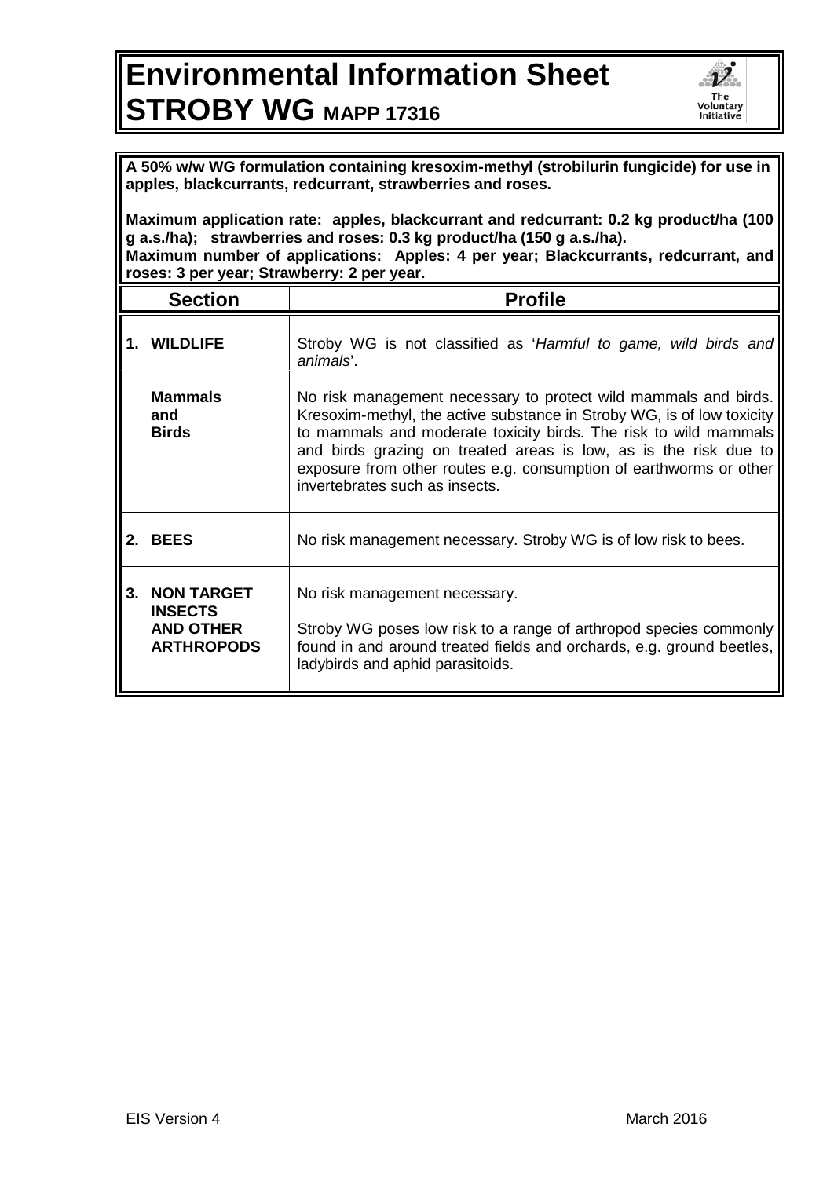# Environmental Information Sheet
# STROBY WG MAPP 17316

**A 50% w/w WG formulation containing kresoxim-methyl (strobilurin fungicide) for use in apples, blackcurrants, redcurrant, strawberries and roses.**

**Maximum application rate: apples, blackcurrant and redcurrant: 0.2 kg product/ha (100 g a.s./ha); strawberries and roses: 0.3 kg product/ha (150 g a.s./ha).**
**Maximum number of applications: Apples: 4 per year; Blackcurrants, redcurrant, and roses: 3 per year; Strawberry: 2 per year.**

| Section | Profile |
|---|---|
| **1. WILDLIFE** | Stroby WG is not classified as '*Harmful to game, wild birds and animals*'. |
| **Mammals and Birds** | No risk management necessary to protect wild mammals and birds. Kresoxim-methyl, the active substance in Stroby WG, is of low toxicity to mammals and moderate toxicity birds. The risk to wild mammals and birds grazing on treated areas is low, as is the risk due to exposure from other routes e.g. consumption of earthworms or other invertebrates such as insects. |
| **2. BEES** | No risk management necessary. Stroby WG is of low risk to bees. |
| **3. NON TARGET INSECTS AND OTHER ARTHROPODS** | No risk management necessary.<br><br>Stroby WG poses low risk to a range of arthropod species commonly found in and around treated fields and orchards, e.g. ground beetles, ladybirds and aphid parasitoids. |

EIS Version 4 March 2016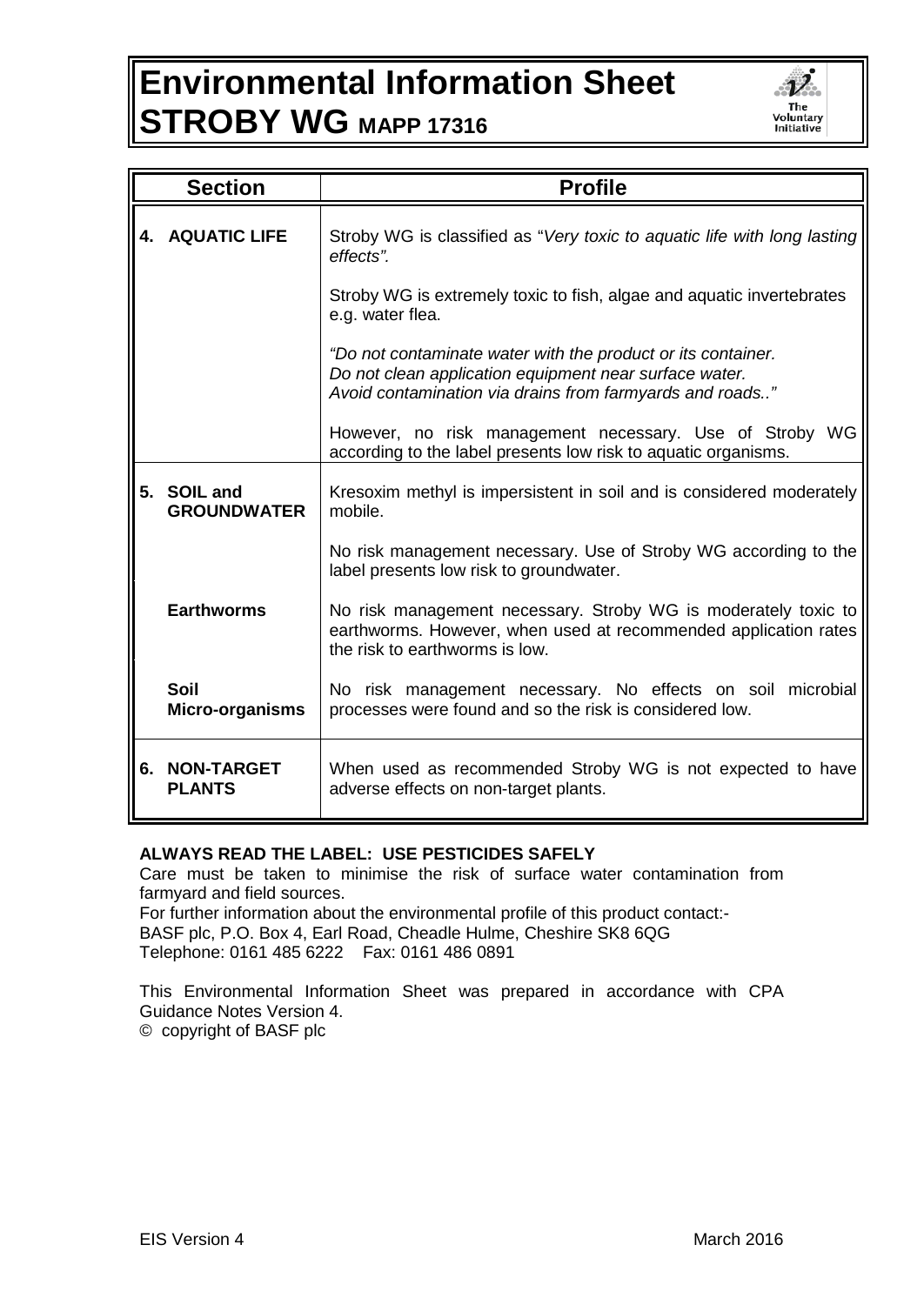# Environmental Information Sheet
# STROBY WG MAPP 17316

| Section | Profile |
|---|---|
| **4. AQUATIC LIFE** | Stroby WG is classified as "*Very toxic to aquatic life with long lasting effects"*.<br><br>Stroby WG is extremely toxic to fish, algae and aquatic invertebrates e.g. water flea.<br><br>*"Do not contaminate water with the product or its container. Do not clean application equipment near surface water. Avoid contamination via drains from farmyards and roads.."*<br><br>However, no risk management necessary. Use of Stroby WG according to the label presents low risk to aquatic organisms. |
| **5. SOIL and GROUNDWATER** | Kresoxim methyl is impersistent in soil and is considered moderately mobile.<br><br>No risk management necessary. Use of Stroby WG according to the label presents low risk to groundwater. |
| **Earthworms** | No risk management necessary. Stroby WG is moderately toxic to earthworms. However, when used at recommended application rates the risk to earthworms is low. |
| **Soil Micro-organisms** | No risk management necessary. No effects on soil microbial processes were found and so the risk is considered low. |
| **6. NON-TARGET PLANTS** | When used as recommended Stroby WG is not expected to have adverse effects on non-target plants. |

**ALWAYS READ THE LABEL: USE PESTICIDES SAFELY**

Care must be taken to minimise the risk of surface water contamination from farmyard and field sources.

For further information about the environmental profile of this product contact:-

BASF plc, P.O. Box 4, Earl Road, Cheadle Hulme, Cheshire SK8 6QG

Telephone: 0161 485 6222 Fax: 0161 486 0891

This Environmental Information Sheet was prepared in accordance with CPA Guidance Notes Version 4.

© copyright of BASF plc

EIS Version 4 March 2016